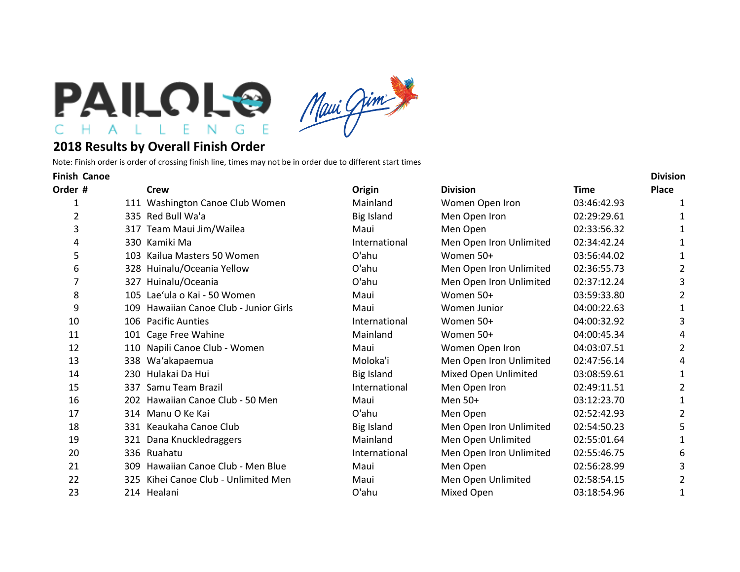# 2018 Results by Overall Finish Order

Note: Finish order is order of crossing finish line, times may not be in order due to different start times

| Finish Order | Canoe # | Crew | Origin | Division | Time | Division Place |
|---|---|---|---|---|---|---|
| 1 | 111 | Washington Canoe Club Women | Mainland | Women Open Iron | 03:46:42.93 | 1 |
| 2 | 335 | Red Bull Wa'a | Big Island | Men Open Iron | 02:29:29.61 | 1 |
| 3 | 317 | Team Maui Jim/Wailea | Maui | Men Open | 02:33:56.32 | 1 |
| 4 | 330 | Kamiki Ma | International | Men Open Iron Unlimited | 02:34:42.24 | 1 |
| 5 | 103 | Kailua Masters 50 Women | O'ahu | Women 50+ | 03:56:44.02 | 1 |
| 6 | 328 | Huinalu/Oceania Yellow | O'ahu | Men Open Iron Unlimited | 02:36:55.73 | 2 |
| 7 | 327 | Huinalu/Oceania | O'ahu | Men Open Iron Unlimited | 02:37:12.24 | 3 |
| 8 | 105 | Lae'ula o Kai - 50 Women | Maui | Women 50+ | 03:59:33.80 | 2 |
| 9 | 109 | Hawaiian Canoe Club - Junior Girls | Maui | Women Junior | 04:00:22.63 | 1 |
| 10 | 106 | Pacific Aunties | International | Women 50+ | 04:00:32.92 | 3 |
| 11 | 101 | Cage Free Wahine | Mainland | Women 50+ | 04:00:45.34 | 4 |
| 12 | 110 | Napili Canoe Club - Women | Maui | Women Open Iron | 04:03:07.51 | 2 |
| 13 | 338 | Wa'akapaemua | Moloka'i | Men Open Iron Unlimited | 02:47:56.14 | 4 |
| 14 | 230 | Hulakai Da Hui | Big Island | Mixed Open Unlimited | 03:08:59.61 | 1 |
| 15 | 337 | Samu Team Brazil | International | Men Open Iron | 02:49:11.51 | 2 |
| 16 | 202 | Hawaiian Canoe Club - 50 Men | Maui | Men 50+ | 03:12:23.70 | 1 |
| 17 | 314 | Manu O Ke Kai | O'ahu | Men Open | 02:52:42.93 | 2 |
| 18 | 331 | Keaukaha Canoe Club | Big Island | Men Open Iron Unlimited | 02:54:50.23 | 5 |
| 19 | 321 | Dana Knuckledraggers | Mainland | Men Open Unlimited | 02:55:01.64 | 1 |
| 20 | 336 | Ruahatu | International | Men Open Iron Unlimited | 02:55:46.75 | 6 |
| 21 | 309 | Hawaiian Canoe Club - Men Blue | Maui | Men Open | 02:56:28.99 | 3 |
| 22 | 325 | Kihei Canoe Club - Unlimited Men | Maui | Men Open Unlimited | 02:58:54.15 | 2 |
| 23 | 214 | Healani | O'ahu | Mixed Open | 03:18:54.96 | 1 |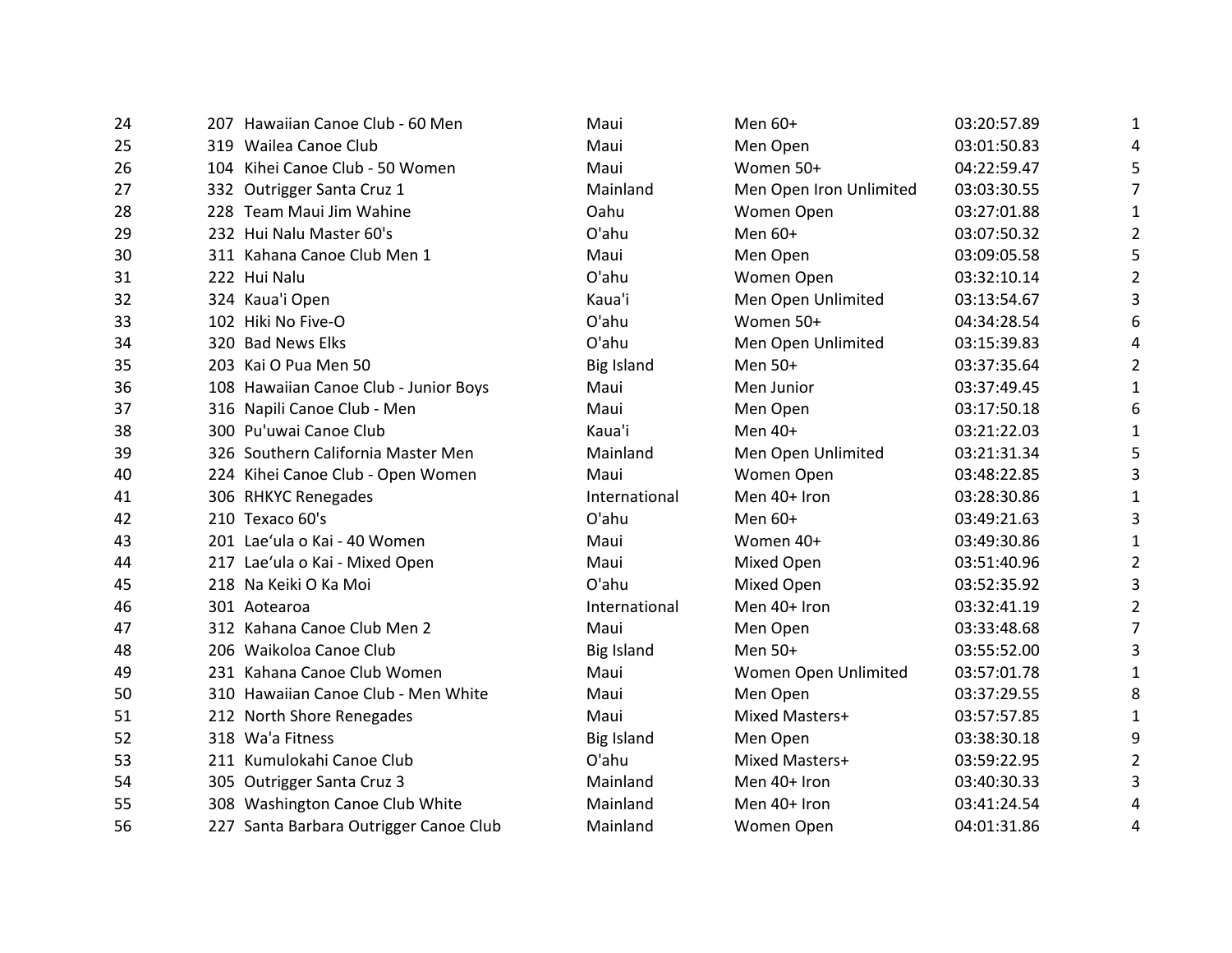| | | | | | | |
|---|---|---|---|---|---|---|
| 24 | 207 | Hawaiian Canoe Club - 60 Men | Maui | Men 60+ | 03:20:57.89 | 1 |
| 25 | 319 | Wailea Canoe Club | Maui | Men Open | 03:01:50.83 | 4 |
| 26 | 104 | Kihei Canoe Club - 50 Women | Maui | Women 50+ | 04:22:59.47 | 5 |
| 27 | 332 | Outrigger Santa Cruz 1 | Mainland | Men Open Iron Unlimited | 03:03:30.55 | 7 |
| 28 | 228 | Team Maui Jim Wahine | Oahu | Women Open | 03:27:01.88 | 1 |
| 29 | 232 | Hui Nalu Master 60's | O'ahu | Men 60+ | 03:07:50.32 | 2 |
| 30 | 311 | Kahana Canoe Club Men 1 | Maui | Men Open | 03:09:05.58 | 5 |
| 31 | 222 | Hui Nalu | O'ahu | Women Open | 03:32:10.14 | 2 |
| 32 | 324 | Kaua'i Open | Kaua'i | Men Open Unlimited | 03:13:54.67 | 3 |
| 33 | 102 | Hiki No Five-O | O'ahu | Women 50+ | 04:34:28.54 | 6 |
| 34 | 320 | Bad News Elks | O'ahu | Men Open Unlimited | 03:15:39.83 | 4 |
| 35 | 203 | Kai O Pua Men 50 | Big Island | Men 50+ | 03:37:35.64 | 2 |
| 36 | 108 | Hawaiian Canoe Club - Junior Boys | Maui | Men Junior | 03:37:49.45 | 1 |
| 37 | 316 | Napili Canoe Club - Men | Maui | Men Open | 03:17:50.18 | 6 |
| 38 | 300 | Pu'uwai Canoe Club | Kaua'i | Men 40+ | 03:21:22.03 | 1 |
| 39 | 326 | Southern California Master Men | Mainland | Men Open Unlimited | 03:21:31.34 | 5 |
| 40 | 224 | Kihei Canoe Club - Open Women | Maui | Women Open | 03:48:22.85 | 3 |
| 41 | 306 | RHKYC Renegades | International | Men 40+ Iron | 03:28:30.86 | 1 |
| 42 | 210 | Texaco 60's | O'ahu | Men 60+ | 03:49:21.63 | 3 |
| 43 | 201 | Lae‘ula o Kai - 40 Women | Maui | Women 40+ | 03:49:30.86 | 1 |
| 44 | 217 | Lae‘ula o Kai - Mixed Open | Maui | Mixed Open | 03:51:40.96 | 2 |
| 45 | 218 | Na Keiki O Ka Moi | O'ahu | Mixed Open | 03:52:35.92 | 3 |
| 46 | 301 | Aotearoa | International | Men 40+ Iron | 03:32:41.19 | 2 |
| 47 | 312 | Kahana Canoe Club Men 2 | Maui | Men Open | 03:33:48.68 | 7 |
| 48 | 206 | Waikoloa Canoe Club | Big Island | Men 50+ | 03:55:52.00 | 3 |
| 49 | 231 | Kahana Canoe Club Women | Maui | Women Open Unlimited | 03:57:01.78 | 1 |
| 50 | 310 | Hawaiian Canoe Club - Men White | Maui | Men Open | 03:37:29.55 | 8 |
| 51 | 212 | North Shore Renegades | Maui | Mixed Masters+ | 03:57:57.85 | 1 |
| 52 | 318 | Wa'a Fitness | Big Island | Men Open | 03:38:30.18 | 9 |
| 53 | 211 | Kumulokahi Canoe Club | O'ahu | Mixed Masters+ | 03:59:22.95 | 2 |
| 54 | 305 | Outrigger Santa Cruz 3 | Mainland | Men 40+ Iron | 03:40:30.33 | 3 |
| 55 | 308 | Washington Canoe Club White | Mainland | Men 40+ Iron | 03:41:24.54 | 4 |
| 56 | 227 | Santa Barbara Outrigger Canoe Club | Mainland | Women Open | 04:01:31.86 | 4 |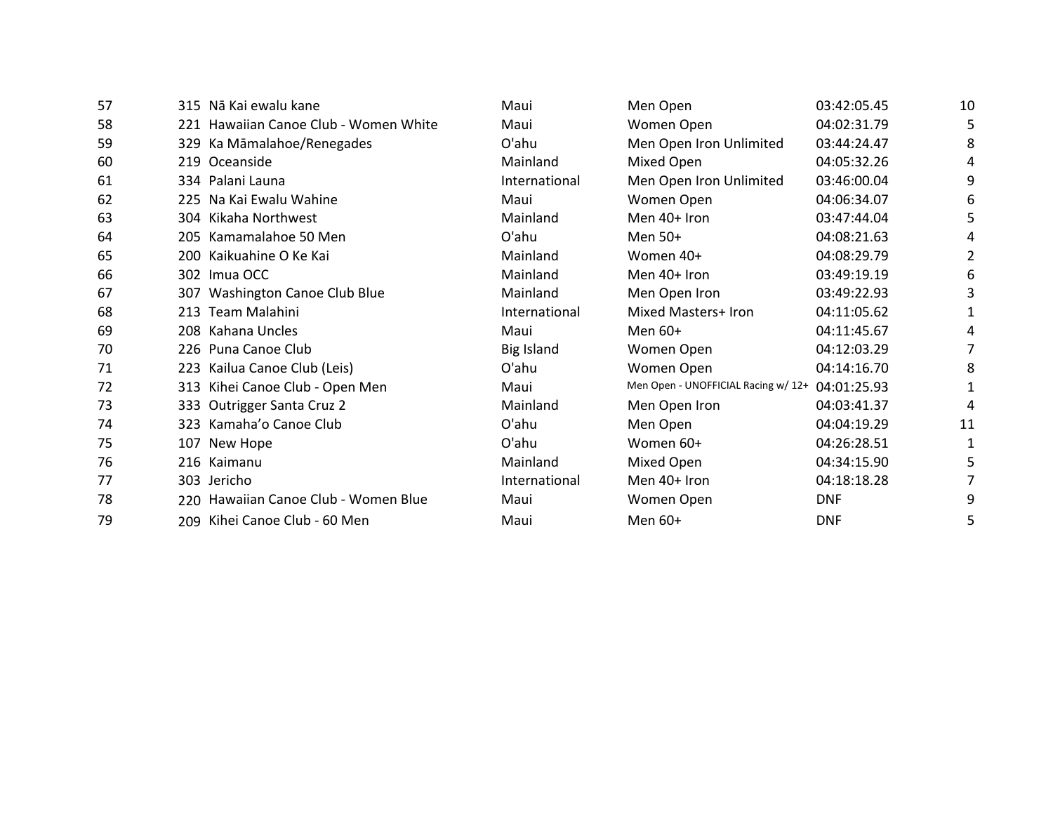| | | | | | | |
|---|---|---|---|---|---|---|
| 57 | 315 | Nā Kai ewalu kane | Maui | Men Open | 03:42:05.45 | 10 |
| 58 | 221 | Hawaiian Canoe Club - Women White | Maui | Women Open | 04:02:31.79 | 5 |
| 59 | 329 | Ka Māmalahoe/Renegades | O'ahu | Men Open Iron Unlimited | 03:44:24.47 | 8 |
| 60 | 219 | Oceanside | Mainland | Mixed Open | 04:05:32.26 | 4 |
| 61 | 334 | Palani Launa | International | Men Open Iron Unlimited | 03:46:00.04 | 9 |
| 62 | 225 | Na Kai Ewalu Wahine | Maui | Women Open | 04:06:34.07 | 6 |
| 63 | 304 | Kikaha Northwest | Mainland | Men 40+ Iron | 03:47:44.04 | 5 |
| 64 | 205 | Kamamalahoe 50 Men | O'ahu | Men 50+ | 04:08:21.63 | 4 |
| 65 | 200 | Kaikuahine O Ke Kai | Mainland | Women 40+ | 04:08:29.79 | 2 |
| 66 | 302 | Imua OCC | Mainland | Men 40+ Iron | 03:49:19.19 | 6 |
| 67 | 307 | Washington Canoe Club Blue | Mainland | Men Open Iron | 03:49:22.93 | 3 |
| 68 | 213 | Team Malahini | International | Mixed Masters+ Iron | 04:11:05.62 | 1 |
| 69 | 208 | Kahana Uncles | Maui | Men 60+ | 04:11:45.67 | 4 |
| 70 | 226 | Puna Canoe Club | Big Island | Women Open | 04:12:03.29 | 7 |
| 71 | 223 | Kailua Canoe Club (Leis) | O'ahu | Women Open | 04:14:16.70 | 8 |
| 72 | 313 | Kihei Canoe Club - Open Men | Maui | Men Open - UNOFFICIAL Racing w/ 12+ | 04:01:25.93 | 1 |
| 73 | 333 | Outrigger Santa Cruz 2 | Mainland | Men Open Iron | 04:03:41.37 | 4 |
| 74 | 323 | Kamaha'o Canoe Club | O'ahu | Men Open | 04:04:19.29 | 11 |
| 75 | 107 | New Hope | O'ahu | Women 60+ | 04:26:28.51 | 1 |
| 76 | 216 | Kaimanu | Mainland | Mixed Open | 04:34:15.90 | 5 |
| 77 | 303 | Jericho | International | Men 40+ Iron | 04:18:18.28 | 7 |
| 78 | 220 | Hawaiian Canoe Club - Women Blue | Maui | Women Open | DNF | 9 |
| 79 | 209 | Kihei Canoe Club - 60 Men | Maui | Men 60+ | DNF | 5 |